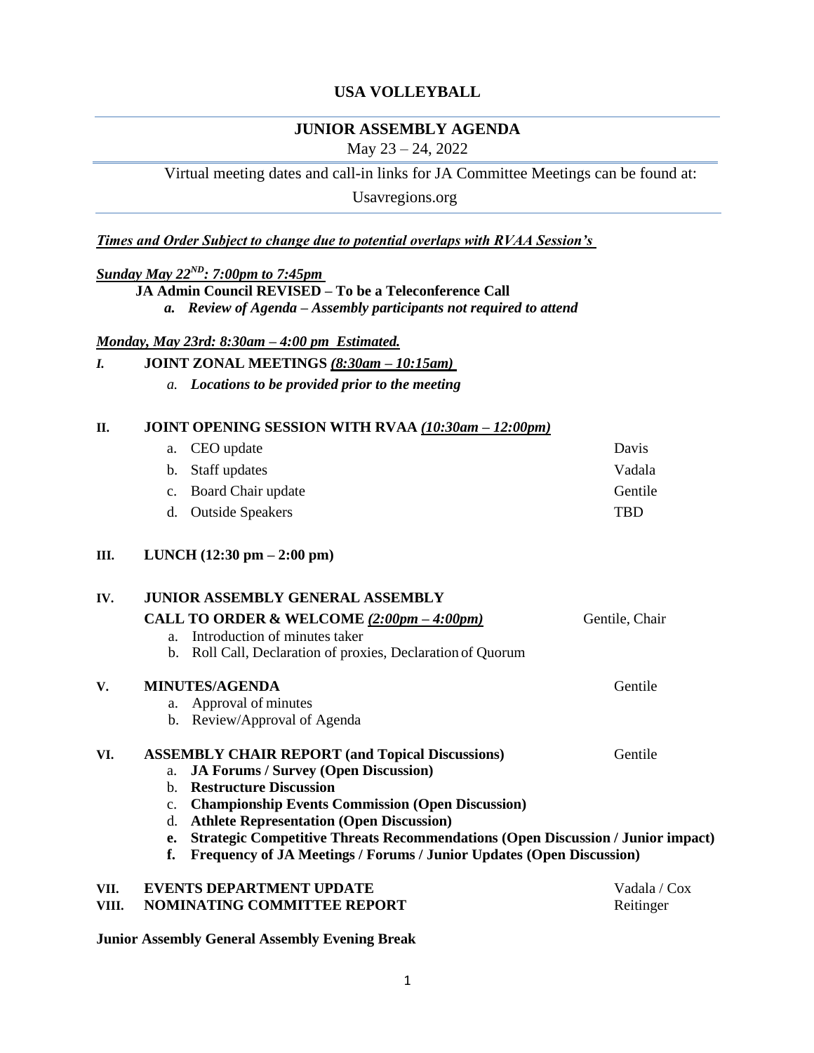# USA VOLLEYBALL

## JUNIOR ASSEMBLY AGENDA

May 23 – 24, 2022

Virtual meeting dates and call-in links for JA Committee Meetings can be found at:

Usavregions.org

***Times and Order Subject to change due to potential overlaps with RVAA Session's***

***Sunday May 22ND: 7:00pm to 7:45pm***

**JA Admin Council REVISED – To be a Teleconference Call**

*a.* ***Review of Agenda – Assembly participants not required to attend***

***Monday, May 23rd: 8:30am – 4:00 pm Estimated.***

***I.*** **JOINT ZONAL MEETINGS *(8:30am – 10:15am)***

*a.* ***Locations to be provided prior to the meeting***

**II. JOINT OPENING SESSION WITH RVAA *(10:30am – 12:00pm)***

a. CEO update — Davis
b. Staff updates — Vadala
c. Board Chair update — Gentile
d. Outside Speakers — TBD

**III. LUNCH (12:30 pm – 2:00 pm)**

**IV. JUNIOR ASSEMBLY GENERAL ASSEMBLY**

**CALL TO ORDER & WELCOME *(2:00pm – 4:00pm)*** — Gentile, Chair

a. Introduction of minutes taker
b. Roll Call, Declaration of proxies, Declaration of Quorum

**V. MINUTES/AGENDA** — Gentile

a. Approval of minutes
b. Review/Approval of Agenda

**VI. ASSEMBLY CHAIR REPORT (and Topical Discussions)** — Gentile

a. **JA Forums / Survey (Open Discussion)**
b. **Restructure Discussion**
c. **Championship Events Commission (Open Discussion)**
d. **Athlete Representation (Open Discussion)**
**e. Strategic Competitive Threats Recommendations (Open Discussion / Junior impact)**
**f. Frequency of JA Meetings / Forums / Junior Updates (Open Discussion)**

**VII. EVENTS DEPARTMENT UPDATE** — Vadala / Cox

**VIII. NOMINATING COMMITTEE REPORT** — Reitinger

**Junior Assembly General Assembly Evening Break**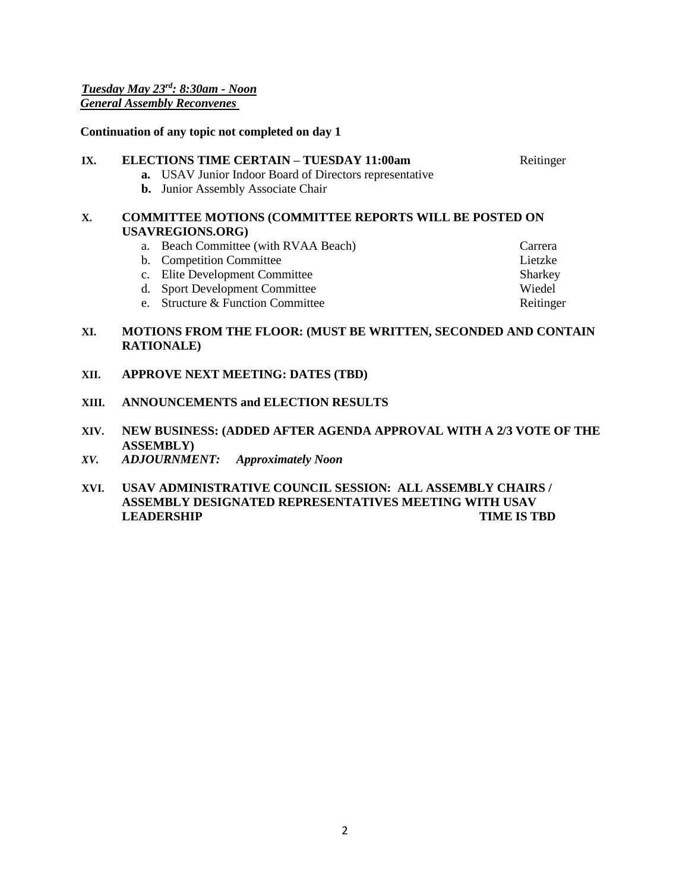***Tuesday May 23rd: 8:30am - Noon***
***General Assembly Reconvenes***

**Continuation of any topic not completed on day 1**

**IX. ELECTIONS TIME CERTAIN – TUESDAY 11:00am** Reitinger

- **a.** USAV Junior Indoor Board of Directors representative
- **b.** Junior Assembly Associate Chair

**X. COMMITTEE MOTIONS (COMMITTEE REPORTS WILL BE POSTED ON USAVREGIONS.ORG)**

| | |
|---|---|
| a. Beach Committee (with RVAA Beach) | Carrera |
| b. Competition Committee | Lietzke |
| c. Elite Development Committee | Sharkey |
| d. Sport Development Committee | Wiedel |
| e. Structure & Function Committee | Reitinger |

**XI. MOTIONS FROM THE FLOOR: (MUST BE WRITTEN, SECONDED AND CONTAIN RATIONALE)**

**XII. APPROVE NEXT MEETING: DATES (TBD)**

**XIII. ANNOUNCEMENTS and ELECTION RESULTS**

**XIV. NEW BUSINESS: (ADDED AFTER AGENDA APPROVAL WITH A 2/3 VOTE OF THE ASSEMBLY)**

***XV. ADJOURNMENT: Approximately Noon***

**XVI. USAV ADMINISTRATIVE COUNCIL SESSION: ALL ASSEMBLY CHAIRS / ASSEMBLY DESIGNATED REPRESENTATIVES MEETING WITH USAV LEADERSHIP TIME IS TBD**